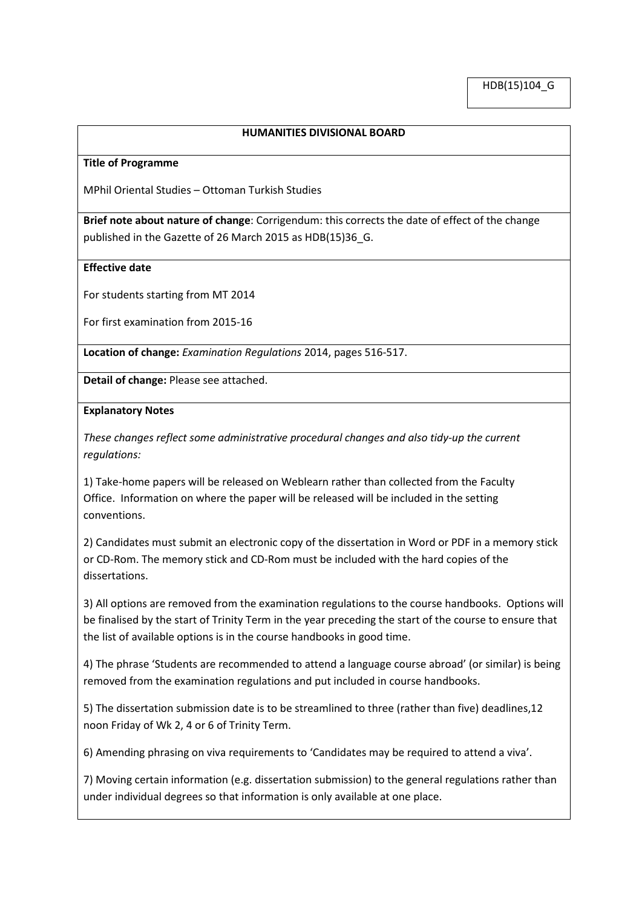HDB(15)104_G

## HUMANITIES DIVISIONAL BOARD

**Title of Programme**

MPhil Oriental Studies – Ottoman Turkish Studies

**Brief note about nature of change**: Corrigendum: this corrects the date of effect of the change published in the Gazette of 26 March 2015 as HDB(15)36_G.

**Effective date**

For students starting from MT 2014

For first examination from 2015-16

**Location of change:** *Examination Regulations* 2014, pages 516-517.

**Detail of change:** Please see attached.

**Explanatory Notes**

*These changes reflect some administrative procedural changes and also tidy-up the current regulations:*

1) Take-home papers will be released on Weblearn rather than collected from the Faculty Office. Information on where the paper will be released will be included in the setting conventions.

2) Candidates must submit an electronic copy of the dissertation in Word or PDF in a memory stick or CD-Rom. The memory stick and CD-Rom must be included with the hard copies of the dissertations.

3) All options are removed from the examination regulations to the course handbooks. Options will be finalised by the start of Trinity Term in the year preceding the start of the course to ensure that the list of available options is in the course handbooks in good time.

4) The phrase 'Students are recommended to attend a language course abroad' (or similar) is being removed from the examination regulations and put included in course handbooks.

5) The dissertation submission date is to be streamlined to three (rather than five) deadlines,12 noon Friday of Wk 2, 4 or 6 of Trinity Term.

6) Amending phrasing on viva requirements to 'Candidates may be required to attend a viva'.

7) Moving certain information (e.g. dissertation submission) to the general regulations rather than under individual degrees so that information is only available at one place.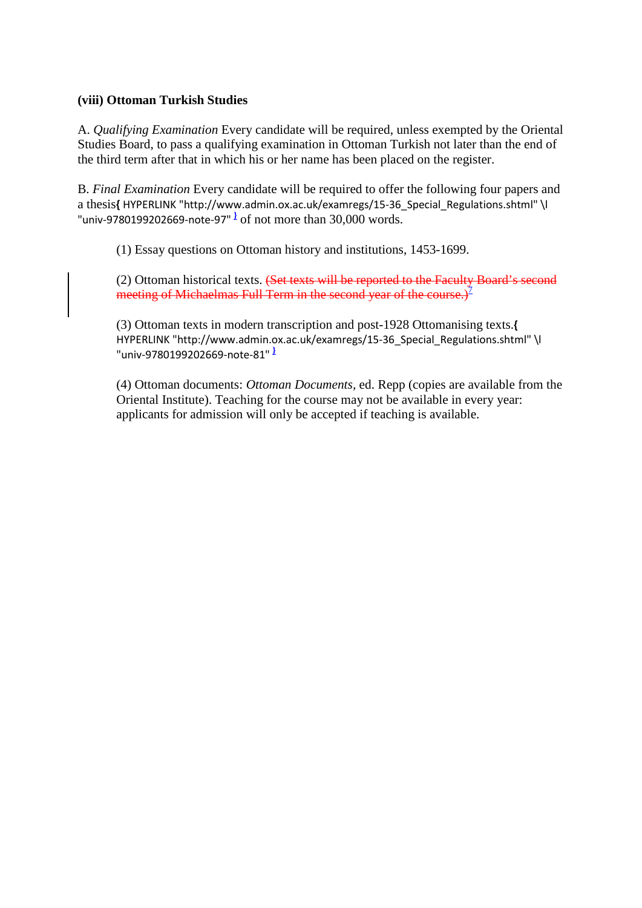**(viii) Ottoman Turkish Studies**

A. *Qualifying Examination* Every candidate will be required, unless exempted by the Oriental Studies Board, to pass a qualifying examination in Ottoman Turkish not later than the end of the third term after that in which his or her name has been placed on the register.

B. *Final Examination* Every candidate will be required to offer the following four papers and a thesis{ HYPERLINK "http://www.admin.ox.ac.uk/examregs/15-36_Special_Regulations.shtml" \l "univ-9780199202669-note-97" } of not more than 30,000 words.

(1) Essay questions on Ottoman history and institutions, 1453-1699.

(2) Ottoman historical texts. ~~(Set texts will be reported to the Faculty Board's second meeting of Michaelmas Full Term in the second year of the course.)~~[7]

(3) Ottoman texts in modern transcription and post-1928 Ottomanising texts.{ HYPERLINK "http://www.admin.ox.ac.uk/examregs/15-36_Special_Regulations.shtml" \l "univ-9780199202669-note-81" }

(4) Ottoman documents: *Ottoman Documents*, ed. Repp (copies are available from the Oriental Institute). Teaching for the course may not be available in every year: applicants for admission will only be accepted if teaching is available.